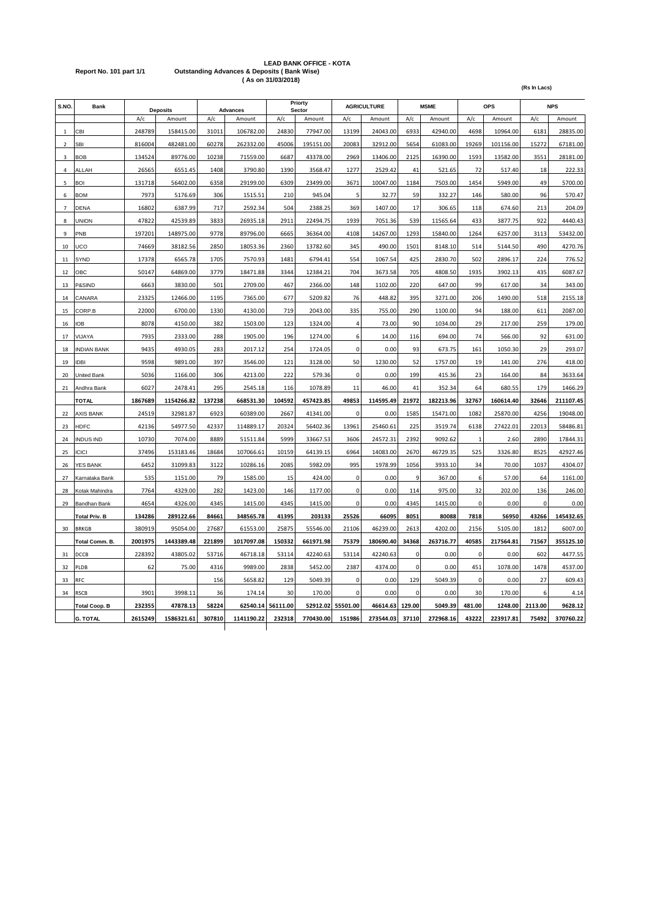**LEAD BANK OFFICE - KOTA**

**Report No. 101 part 1/1** **Outstanding Advances & Deposits ( Bank Wise)**

**( As on 31/03/2018)**

**(Rs In Lacs)**

| S.NO. | Bank | Deposits | | Advances | | Priorty Sector | | AGRICULTURE | | MSME | | OPS | | NPS | |
|---|---|---|---|---|---|---|---|---|---|---|---|---|---|---|---|
| | | A/c | Amount | A/c | Amount | A/c | Amount | A/c | Amount | A/c | Amount | A/c | Amount | A/c | Amount |
| 1 | CBI | 248789 | 158415.00 | 31011 | 106782.00 | 24830 | 77947.00 | 13199 | 24043.00 | 6933 | 42940.00 | 4698 | 10964.00 | 6181 | 28835.00 |
| 2 | SBI | 816004 | 482481.00 | 60278 | 262332.00 | 45006 | 195151.00 | 20083 | 32912.00 | 5654 | 61083.00 | 19269 | 101156.00 | 15272 | 67181.00 |
| 3 | BOB | 134524 | 89776.00 | 10238 | 71559.00 | 6687 | 43378.00 | 2969 | 13406.00 | 2125 | 16390.00 | 1593 | 13582.00 | 3551 | 28181.00 |
| 4 | ALLAH | 26565 | 6551.45 | 1408 | 3790.80 | 1390 | 3568.47 | 1277 | 2529.42 | 41 | 521.65 | 72 | 517.40 | 18 | 222.33 |
| 5 | BOI | 131718 | 56402.00 | 6358 | 29199.00 | 6309 | 23499.00 | 3671 | 10047.00 | 1184 | 7503.00 | 1454 | 5949.00 | 49 | 5700.00 |
| 6 | BOM | 7973 | 5176.69 | 306 | 1515.51 | 210 | 945.04 | 5 | 32.77 | 59 | 332.27 | 146 | 580.00 | 96 | 570.47 |
| 7 | DENA | 16802 | 6387.99 | 717 | 2592.34 | 504 | 2388.25 | 369 | 1407.00 | 17 | 306.65 | 118 | 674.60 | 213 | 204.09 |
| 8 | UNION | 47822 | 42539.89 | 3833 | 26935.18 | 2911 | 22494.75 | 1939 | 7051.36 | 539 | 11565.64 | 433 | 3877.75 | 922 | 4440.43 |
| 9 | PNB | 197201 | 148975.00 | 9778 | 89796.00 | 6665 | 36364.00 | 4108 | 14267.00 | 1293 | 15840.00 | 1264 | 6257.00 | 3113 | 53432.00 |
| 10 | UCO | 74669 | 38182.56 | 2850 | 18053.36 | 2360 | 13782.60 | 345 | 490.00 | 1501 | 8148.10 | 514 | 5144.50 | 490 | 4270.76 |
| 11 | SYND | 17378 | 6565.78 | 1705 | 7570.93 | 1481 | 6794.41 | 554 | 1067.54 | 425 | 2830.70 | 502 | 2896.17 | 224 | 776.52 |
| 12 | OBC | 50147 | 64869.00 | 3779 | 18471.88 | 3344 | 12384.21 | 704 | 3673.58 | 705 | 4808.50 | 1935 | 3902.13 | 435 | 6087.67 |
| 13 | P&SIND | 6663 | 3830.00 | 501 | 2709.00 | 467 | 2366.00 | 148 | 1102.00 | 220 | 647.00 | 99 | 617.00 | 34 | 343.00 |
| 14 | CANARA | 23325 | 12466.00 | 1195 | 7365.00 | 677 | 5209.82 | 76 | 448.82 | 395 | 3271.00 | 206 | 1490.00 | 518 | 2155.18 |
| 15 | CORP.B | 22000 | 6700.00 | 1330 | 4130.00 | 719 | 2043.00 | 335 | 755.00 | 290 | 1100.00 | 94 | 188.00 | 611 | 2087.00 |
| 16 | IOB | 8078 | 4150.00 | 382 | 1503.00 | 123 | 1324.00 | 4 | 73.00 | 90 | 1034.00 | 29 | 217.00 | 259 | 179.00 |
| 17 | VIJAYA | 7935 | 2333.00 | 288 | 1905.00 | 196 | 1274.00 | 6 | 14.00 | 116 | 694.00 | 74 | 566.00 | 92 | 631.00 |
| 18 | INDIAN BANK | 9435 | 4930.05 | 283 | 2017.12 | 254 | 1724.05 | 0 | 0.00 | 93 | 673.75 | 161 | 1050.30 | 29 | 293.07 |
| 19 | IDBI | 9598 | 9891.00 | 397 | 3546.00 | 121 | 3128.00 | 50 | 1230.00 | 52 | 1757.00 | 19 | 141.00 | 276 | 418.00 |
| 20 | United Bank | 5036 | 1166.00 | 306 | 4213.00 | 222 | 579.36 | 0 | 0.00 | 199 | 415.36 | 23 | 164.00 | 84 | 3633.64 |
| 21 | Andhra Bank | 6027 | 2478.41 | 295 | 2545.18 | 116 | 1078.89 | 11 | 46.00 | 41 | 352.34 | 64 | 680.55 | 179 | 1466.29 |
| | **TOTAL** | **1867689** | **1154266.82** | **137238** | **668531.30** | **104592** | **457423.85** | **49853** | **114595.49** | **21972** | **182213.96** | **32767** | **160614.40** | **32646** | **211107.45** |
| 22 | AXIS BANK | 24519 | 32981.87 | 6923 | 60389.00 | 2667 | 41341.00 | 0 | 0.00 | 1585 | 15471.00 | 1082 | 25870.00 | 4256 | 19048.00 |
| 23 | HDFC | 42136 | 54977.50 | 42337 | 114889.17 | 20324 | 56402.36 | 13961 | 25460.61 | 225 | 3519.74 | 6138 | 27422.01 | 22013 | 58486.81 |
| 24 | INDUS IND | 10730 | 7074.00 | 8889 | 51511.84 | 5999 | 33667.53 | 3606 | 24572.31 | 2392 | 9092.62 | 1 | 2.60 | 2890 | 17844.31 |
| 25 | ICICI | 37496 | 153183.46 | 18684 | 107066.61 | 10159 | 64139.15 | 6964 | 14083.00 | 2670 | 46729.35 | 525 | 3326.80 | 8525 | 42927.46 |
| 26 | YES BANK | 6452 | 31099.83 | 3122 | 10286.16 | 2085 | 5982.09 | 995 | 1978.99 | 1056 | 3933.10 | 34 | 70.00 | 1037 | 4304.07 |
| 27 | Karnataka Bank | 535 | 1151.00 | 79 | 1585.00 | 15 | 424.00 | 0 | 0.00 | 9 | 367.00 | 6 | 57.00 | 64 | 1161.00 |
| 28 | Kotak Mahindra | 7764 | 4329.00 | 282 | 1423.00 | 146 | 1177.00 | 0 | 0.00 | 114 | 975.00 | 32 | 202.00 | 136 | 246.00 |
| 29 | Bandhan Bank | 4654 | 4326.00 | 4345 | 1415.00 | 4345 | 1415.00 | 0 | 0.00 | 4345 | 1415.00 | 0 | 0.00 | 0 | 0.00 |
| | **Total Priv. B** | **134286** | **289122.66** | **84661** | **348565.78** | **41395** | **203133** | **25526** | **66095** | **8051** | **80088** | **7818** | **56950** | **43266** | **145432.65** |
| 30 | BRKGB | 380919 | 95054.00 | 27687 | 61553.00 | 25875 | 55546.00 | 21106 | 46239.00 | 2613 | 4202.00 | 2156 | 5105.00 | 1812 | 6007.00 |
| | **Total Comm. B.** | **2001975** | **1443389.48** | **221899** | **1017097.08** | **150332** | **661971.98** | **75379** | **180690.40** | **34368** | **263716.77** | **40585** | **217564.81** | **71567** | **355125.10** |
| 31 | DCCB | 228392 | 43805.02 | 53716 | 46718.18 | 53114 | 42240.63 | 53114 | 42240.63 | 0 | 0.00 | 0 | 0.00 | 602 | 4477.55 |
| 32 | PLDB | 62 | 75.00 | 4316 | 9989.00 | 2838 | 5452.00 | 2387 | 4374.00 | 0 | 0.00 | 451 | 1078.00 | 1478 | 4537.00 |
| 33 | RFC | | | 156 | 5658.82 | 129 | 5049.39 | 0 | 0.00 | 129 | 5049.39 | 0 | 0.00 | 27 | 609.43 |
| 34 | RSCB | 3901 | 3998.11 | 36 | 174.14 | 30 | 170.00 | 0 | 0.00 | 0 | 0.00 | 30 | 170.00 | 6 | 4.14 |
| | **Total Coop. B** | **232355** | **47878.13** | **58224** | **62540.14** | **56111.00** | **52912.02** | **55501.00** | **46614.63** | **129.00** | **5049.39** | **481.00** | **1248.00** | **2113.00** | **9628.12** |
| | **G. TOTAL** | **2615249** | **1586321.61** | **307810** | **1141190.22** | **232318** | **770430.00** | **151986** | **273544.03** | **37110** | **272968.16** | **43222** | **223917.81** | **75492** | **370760.22** |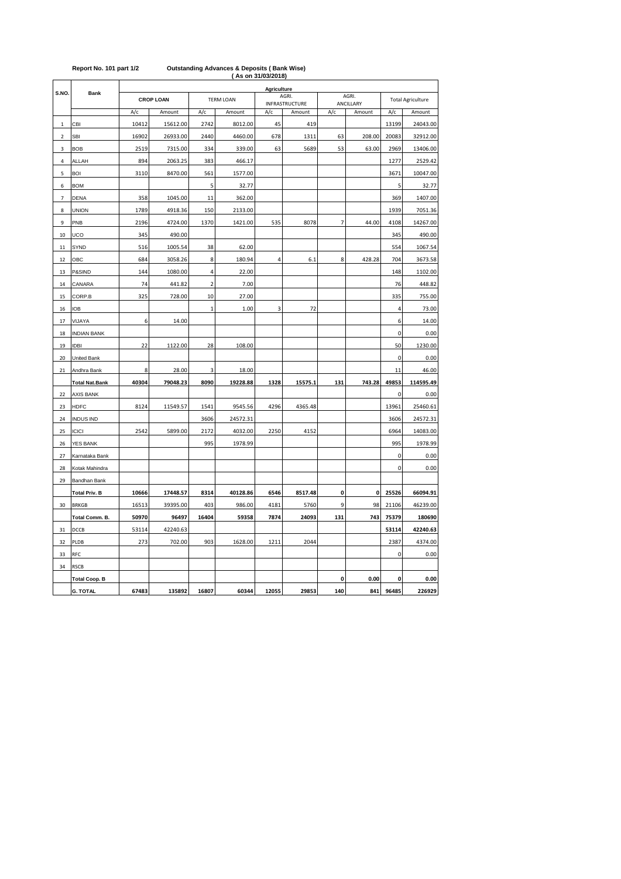**Report No. 101 part 1/2** **Outstanding Advances & Deposits ( Bank Wise)**

**( As on 31/03/2018)**

| S.NO. | Bank | Agriculture | | | | | | | | | |
|---|---|---|---|---|---|---|---|---|---|---|---|
| | | CROP LOAN | | TERM LOAN | | AGRI. INFRASTRUCTURE | | AGRI. ANCILLARY | | Total Agriculture | |
| | | A/c | Amount | A/c | Amount | A/c | Amount | A/c | Amount | A/c | Amount |
| 1 | CBI | 10412 | 15612.00 | 2742 | 8012.00 | 45 | 419 | | | 13199 | 24043.00 |
| 2 | SBI | 16902 | 26933.00 | 2440 | 4460.00 | 678 | 1311 | 63 | 208.00 | 20083 | 32912.00 |
| 3 | BOB | 2519 | 7315.00 | 334 | 339.00 | 63 | 5689 | 53 | 63.00 | 2969 | 13406.00 |
| 4 | ALLAH | 894 | 2063.25 | 383 | 466.17 | | | | | 1277 | 2529.42 |
| 5 | BOI | 3110 | 8470.00 | 561 | 1577.00 | | | | | 3671 | 10047.00 |
| 6 | BOM | | | 5 | 32.77 | | | | | 5 | 32.77 |
| 7 | DENA | 358 | 1045.00 | 11 | 362.00 | | | | | 369 | 1407.00 |
| 8 | UNION | 1789 | 4918.36 | 150 | 2133.00 | | | | | 1939 | 7051.36 |
| 9 | PNB | 2196 | 4724.00 | 1370 | 1421.00 | 535 | 8078 | 7 | 44.00 | 4108 | 14267.00 |
| 10 | UCO | 345 | 490.00 | | | | | | | 345 | 490.00 |
| 11 | SYND | 516 | 1005.54 | 38 | 62.00 | | | | | 554 | 1067.54 |
| 12 | OBC | 684 | 3058.26 | 8 | 180.94 | 4 | 6.1 | 8 | 428.28 | 704 | 3673.58 |
| 13 | P&SIND | 144 | 1080.00 | 4 | 22.00 | | | | | 148 | 1102.00 |
| 14 | CANARA | 74 | 441.82 | 2 | 7.00 | | | | | 76 | 448.82 |
| 15 | CORP.B | 325 | 728.00 | 10 | 27.00 | | | | | 335 | 755.00 |
| 16 | IOB | | | 1 | 1.00 | 3 | 72 | | | 4 | 73.00 |
| 17 | VIJAYA | 6 | 14.00 | | | | | | | 6 | 14.00 |
| 18 | INDIAN BANK | | | | | | | | | 0 | 0.00 |
| 19 | IDBI | 22 | 1122.00 | 28 | 108.00 | | | | | 50 | 1230.00 |
| 20 | United Bank | | | | | | | | | 0 | 0.00 |
| 21 | Andhra Bank | 8 | 28.00 | 3 | 18.00 | | | | | 11 | 46.00 |
| | **Total Nat.Bank** | **40304** | **79048.23** | **8090** | **19228.88** | **1328** | **15575.1** | **131** | **743.28** | **49853** | **114595.49** |
| 22 | AXIS BANK | | | | | | | | | 0 | 0.00 |
| 23 | HDFC | 8124 | 11549.57 | 1541 | 9545.56 | 4296 | 4365.48 | | | 13961 | 25460.61 |
| 24 | INDUS IND | | | 3606 | 24572.31 | | | | | 3606 | 24572.31 |
| 25 | ICICI | 2542 | 5899.00 | 2172 | 4032.00 | 2250 | 4152 | | | 6964 | 14083.00 |
| 26 | YES BANK | | | 995 | 1978.99 | | | | | 995 | 1978.99 |
| 27 | Karnataka Bank | | | | | | | | | 0 | 0.00 |
| 28 | Kotak Mahindra | | | | | | | | | 0 | 0.00 |
| 29 | Bandhan Bank | | | | | | | | | | |
| | **Total Priv. B** | **10666** | **17448.57** | **8314** | **40128.86** | **6546** | **8517.48** | **0** | **0** | **25526** | **66094.91** |
| 30 | BRKGB | 16513 | 39395.00 | 403 | 986.00 | 4181 | 5760 | 9 | 98 | 21106 | 46239.00 |
| | **Total Comm. B.** | **50970** | **96497** | **16404** | **59358** | **7874** | **24093** | **131** | **743** | **75379** | **180690** |
| 31 | DCCB | 53114 | 42240.63 | | | | | | | **53114** | **42240.63** |
| 32 | PLDB | 273 | 702.00 | 903 | 1628.00 | 1211 | 2044 | | | 2387 | 4374.00 |
| 33 | RFC | | | | | | | | | 0 | 0.00 |
| 34 | RSCB | | | | | | | | | | |
| | **Total Coop. B** | | | | | | | **0** | **0.00** | **0** | **0.00** |
| | **G. TOTAL** | **67483** | **135892** | **16807** | **60344** | **12055** | **29853** | **140** | **841** | **96485** | **226929** |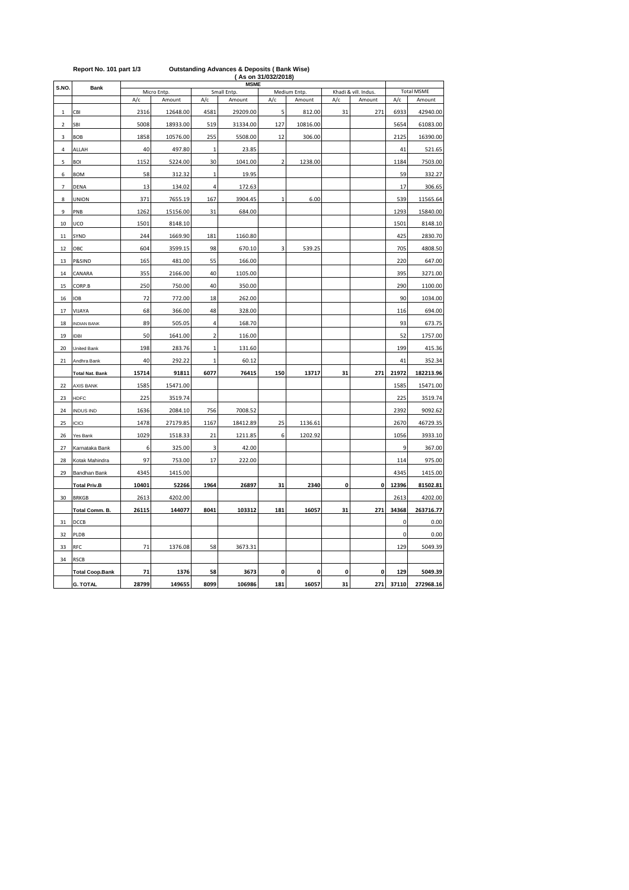Report No. 101 part 1/3

**Outstanding Advances & Deposits ( Bank Wise)**

**( As on 31/032/2018)**

| S.NO. | Bank | MSME | | | | | | | | | |
|---|---|---|---|---|---|---|---|---|---|---|---|
| | | Micro Entp. | | Small Entp. | | Medium Entp. | | Khadi & vill. Indus. | | Total MSME | |
| | | A/c | Amount | A/c | Amount | A/c | Amount | A/c | Amount | A/c | Amount |
| 1 | CBI | 2316 | 12648.00 | 4581 | 29209.00 | 5 | 812.00 | 31 | 271 | 6933 | 42940.00 |
| 2 | SBI | 5008 | 18933.00 | 519 | 31334.00 | 127 | 10816.00 | | | 5654 | 61083.00 |
| 3 | BOB | 1858 | 10576.00 | 255 | 5508.00 | 12 | 306.00 | | | 2125 | 16390.00 |
| 4 | ALLAH | 40 | 497.80 | 1 | 23.85 | | | | | 41 | 521.65 |
| 5 | BOI | 1152 | 5224.00 | 30 | 1041.00 | 2 | 1238.00 | | | 1184 | 7503.00 |
| 6 | BOM | 58 | 312.32 | 1 | 19.95 | | | | | 59 | 332.27 |
| 7 | DENA | 13 | 134.02 | 4 | 172.63 | | | | | 17 | 306.65 |
| 8 | UNION | 371 | 7655.19 | 167 | 3904.45 | 1 | 6.00 | | | 539 | 11565.64 |
| 9 | PNB | 1262 | 15156.00 | 31 | 684.00 | | | | | 1293 | 15840.00 |
| 10 | UCO | 1501 | 8148.10 | | | | | | | 1501 | 8148.10 |
| 11 | SYND | 244 | 1669.90 | 181 | 1160.80 | | | | | 425 | 2830.70 |
| 12 | OBC | 604 | 3599.15 | 98 | 670.10 | 3 | 539.25 | | | 705 | 4808.50 |
| 13 | P&SIND | 165 | 481.00 | 55 | 166.00 | | | | | 220 | 647.00 |
| 14 | CANARA | 355 | 2166.00 | 40 | 1105.00 | | | | | 395 | 3271.00 |
| 15 | CORP.B | 250 | 750.00 | 40 | 350.00 | | | | | 290 | 1100.00 |
| 16 | IOB | 72 | 772.00 | 18 | 262.00 | | | | | 90 | 1034.00 |
| 17 | VIJAYA | 68 | 366.00 | 48 | 328.00 | | | | | 116 | 694.00 |
| 18 | INDIAN BANK | 89 | 505.05 | 4 | 168.70 | | | | | 93 | 673.75 |
| 19 | IDBI | 50 | 1641.00 | 2 | 116.00 | | | | | 52 | 1757.00 |
| 20 | United Bank | 198 | 283.76 | 1 | 131.60 | | | | | 199 | 415.36 |
| 21 | Andhra Bank | 40 | 292.22 | 1 | 60.12 | | | | | 41 | 352.34 |
| | **Total Nat. Bank** | **15714** | **91811** | **6077** | **76415** | **150** | **13717** | **31** | **271** | **21972** | **182213.96** |
| 22 | AXIS BANK | 1585 | 15471.00 | | | | | | | 1585 | 15471.00 |
| 23 | HDFC | 225 | 3519.74 | | | | | | | 225 | 3519.74 |
| 24 | INDUS IND | 1636 | 2084.10 | 756 | 7008.52 | | | | | 2392 | 9092.62 |
| 25 | ICICI | 1478 | 27179.85 | 1167 | 18412.89 | 25 | 1136.61 | | | 2670 | 46729.35 |
| 26 | Yes Bank | 1029 | 1518.33 | 21 | 1211.85 | 6 | 1202.92 | | | 1056 | 3933.10 |
| 27 | Karnataka Bank | 6 | 325.00 | 3 | 42.00 | | | | | 9 | 367.00 |
| 28 | Kotak Mahindra | 97 | 753.00 | 17 | 222.00 | | | | | 114 | 975.00 |
| 29 | Bandhan Bank | 4345 | 1415.00 | | | | | | | 4345 | 1415.00 |
| | **Total Priv.B** | **10401** | **52266** | **1964** | **26897** | **31** | **2340** | **0** | **0** | **12396** | **81502.81** |
| 30 | BRKGB | 2613 | 4202.00 | | | | | | | 2613 | 4202.00 |
| | **Total Comm. B.** | **26115** | **144077** | **8041** | **103312** | **181** | **16057** | **31** | **271** | **34368** | **263716.77** |
| 31 | DCCB | | | | | | | | | 0 | 0.00 |
| 32 | PLDB | | | | | | | | | 0 | 0.00 |
| 33 | RFC | 71 | 1376.08 | 58 | 3673.31 | | | | | 129 | 5049.39 |
| 34 | RSCB | | | | | | | | | | |
| | **Total Coop.Bank** | **71** | **1376** | **58** | **3673** | **0** | **0** | **0** | **0** | **129** | **5049.39** |
| | **G. TOTAL** | **28799** | **149655** | **8099** | **106986** | **181** | **16057** | **31** | **271** | **37110** | **272968.16** |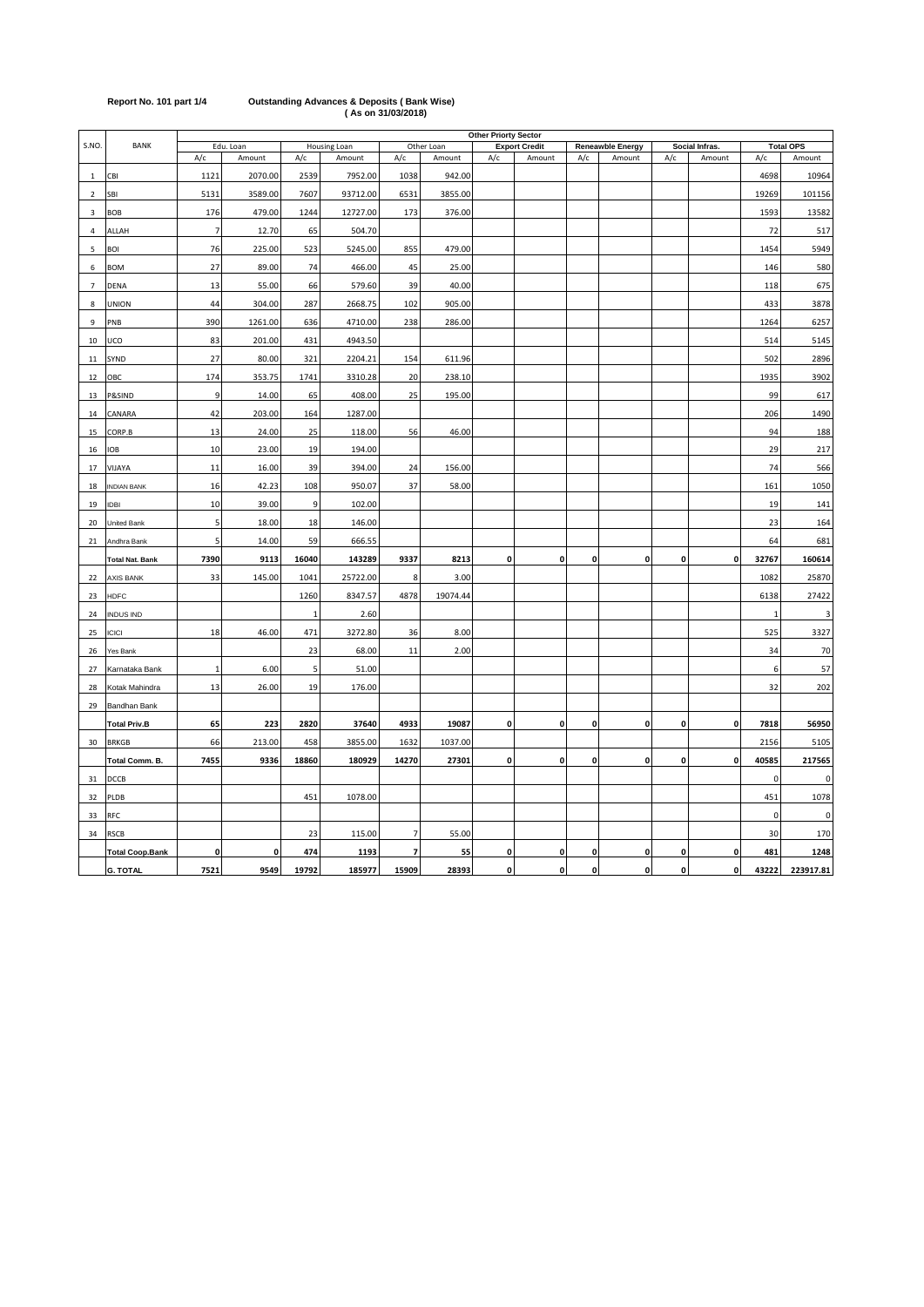**Report No. 101 part 1/4** **Outstanding Advances & Deposits ( Bank Wise)**
**( As on 31/03/2018)**

| S.NO. | BANK | Other Priorty Sector | | | | | | | | | | | | | |
|---|---|---|---|---|---|---|---|---|---|---|---|---|---|---|---|
| | | Edu. Loan | | Housing Loan | | Other Loan | | Export Credit | | Reneawble Energy | | Social Infras. | | Total OPS | |
| | | A/c | Amount | A/c | Amount | A/c | Amount | A/c | Amount | A/c | Amount | A/c | Amount | A/c | Amount |
| 1 | CBI | 1121 | 2070.00 | 2539 | 7952.00 | 1038 | 942.00 | | | | | | | 4698 | 10964 |
| 2 | SBI | 5131 | 3589.00 | 7607 | 93712.00 | 6531 | 3855.00 | | | | | | | 19269 | 101156 |
| 3 | BOB | 176 | 479.00 | 1244 | 12727.00 | 173 | 376.00 | | | | | | | 1593 | 13582 |
| 4 | ALLAH | 7 | 12.70 | 65 | 504.70 | | | | | | | | | 72 | 517 |
| 5 | BOI | 76 | 225.00 | 523 | 5245.00 | 855 | 479.00 | | | | | | | 1454 | 5949 |
| 6 | BOM | 27 | 89.00 | 74 | 466.00 | 45 | 25.00 | | | | | | | 146 | 580 |
| 7 | DENA | 13 | 55.00 | 66 | 579.60 | 39 | 40.00 | | | | | | | 118 | 675 |
| 8 | UNION | 44 | 304.00 | 287 | 2668.75 | 102 | 905.00 | | | | | | | 433 | 3878 |
| 9 | PNB | 390 | 1261.00 | 636 | 4710.00 | 238 | 286.00 | | | | | | | 1264 | 6257 |
| 10 | UCO | 83 | 201.00 | 431 | 4943.50 | | | | | | | | | 514 | 5145 |
| 11 | SYND | 27 | 80.00 | 321 | 2204.21 | 154 | 611.96 | | | | | | | 502 | 2896 |
| 12 | OBC | 174 | 353.75 | 1741 | 3310.28 | 20 | 238.10 | | | | | | | 1935 | 3902 |
| 13 | P&SIND | 9 | 14.00 | 65 | 408.00 | 25 | 195.00 | | | | | | | 99 | 617 |
| 14 | CANARA | 42 | 203.00 | 164 | 1287.00 | | | | | | | | | 206 | 1490 |
| 15 | CORP.B | 13 | 24.00 | 25 | 118.00 | 56 | 46.00 | | | | | | | 94 | 188 |
| 16 | IOB | 10 | 23.00 | 19 | 194.00 | | | | | | | | | 29 | 217 |
| 17 | VIJAYA | 11 | 16.00 | 39 | 394.00 | 24 | 156.00 | | | | | | | 74 | 566 |
| 18 | INDIAN BANK | 16 | 42.23 | 108 | 950.07 | 37 | 58.00 | | | | | | | 161 | 1050 |
| 19 | IDBI | 10 | 39.00 | 9 | 102.00 | | | | | | | | | 19 | 141 |
| 20 | United Bank | 5 | 18.00 | 18 | 146.00 | | | | | | | | | 23 | 164 |
| 21 | Andhra Bank | 5 | 14.00 | 59 | 666.55 | | | | | | | | | 64 | 681 |
| | **Total Nat. Bank** | **7390** | **9113** | **16040** | **143289** | **9337** | **8213** | **0** | **0** | **0** | **0** | **0** | **0** | **32767** | **160614** |
| 22 | AXIS BANK | 33 | 145.00 | 1041 | 25722.00 | 8 | 3.00 | | | | | | | 1082 | 25870 |
| 23 | HDFC | | | 1260 | 8347.57 | 4878 | 19074.44 | | | | | | | 6138 | 27422 |
| 24 | INDUS IND | | | 1 | 2.60 | | | | | | | | | 1 | 3 |
| 25 | ICICI | 18 | 46.00 | 471 | 3272.80 | 36 | 8.00 | | | | | | | 525 | 3327 |
| 26 | Yes Bank | | | 23 | 68.00 | 11 | 2.00 | | | | | | | 34 | 70 |
| 27 | Karnataka Bank | 1 | 6.00 | 5 | 51.00 | | | | | | | | | 6 | 57 |
| 28 | Kotak Mahindra | 13 | 26.00 | 19 | 176.00 | | | | | | | | | 32 | 202 |
| 29 | Bandhan Bank | | | | | | | | | | | | | | |
| | **Total Priv.B** | **65** | **223** | **2820** | **37640** | **4933** | **19087** | **0** | **0** | **0** | **0** | **0** | **0** | **7818** | **56950** |
| 30 | BRKGB | 66 | 213.00 | 458 | 3855.00 | 1632 | 1037.00 | | | | | | | 2156 | 5105 |
| | **Total Comm. B.** | **7455** | **9336** | **18860** | **180929** | **14270** | **27301** | **0** | **0** | **0** | **0** | **0** | **0** | **40585** | **217565** |
| 31 | DCCB | | | | | | | | | | | | | 0 | 0 |
| 32 | PLDB | | | 451 | 1078.00 | | | | | | | | | 451 | 1078 |
| 33 | RFC | | | | | | | | | | | | | 0 | 0 |
| 34 | RSCB | | | 23 | 115.00 | 7 | 55.00 | | | | | | | 30 | 170 |
| | **Total Coop.Bank** | **0** | **0** | **474** | **1193** | **7** | **55** | **0** | **0** | **0** | **0** | **0** | **0** | **481** | **1248** |
| | **G. TOTAL** | **7521** | **9549** | **19792** | **185977** | **15909** | **28393** | **0** | **0** | **0** | **0** | **0** | **0** | **43222** | **223917.81** |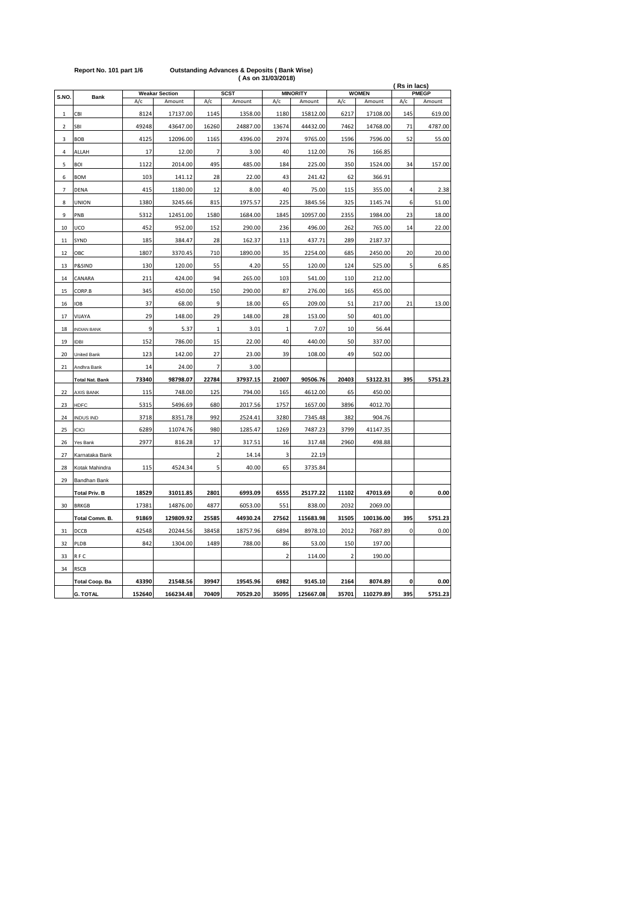**Report No. 101 part 1/6** **Outstanding Advances & Deposits ( Bank Wise )**
**( As on 31/03/2018)**

( Rs in lacs)

| S.NO. | Bank | Weakar Section | | SCST | | MINORITY | | WOMEN | | PMEGP | |
|---|---|---|---|---|---|---|---|---|---|---|---|
| | | A/c | Amount | A/c | Amount | A/c | Amount | A/c | Amount | A/c | Amount |
| 1 | CBI | 8124 | 17137.00 | 1145 | 1358.00 | 1180 | 15812.00 | 6217 | 17108.00 | 145 | 619.00 |
| 2 | SBI | 49248 | 43647.00 | 16260 | 24887.00 | 13674 | 44432.00 | 7462 | 14768.00 | 71 | 4787.00 |
| 3 | BOB | 4125 | 12096.00 | 1165 | 4396.00 | 2974 | 9765.00 | 1596 | 7596.00 | 52 | 55.00 |
| 4 | ALLAH | 17 | 12.00 | 7 | 3.00 | 40 | 112.00 | 76 | 166.85 | | |
| 5 | BOI | 1122 | 2014.00 | 495 | 485.00 | 184 | 225.00 | 350 | 1524.00 | 34 | 157.00 |
| 6 | BOM | 103 | 141.12 | 28 | 22.00 | 43 | 241.42 | 62 | 366.91 | | |
| 7 | DENA | 415 | 1180.00 | 12 | 8.00 | 40 | 75.00 | 115 | 355.00 | 4 | 2.38 |
| 8 | UNION | 1380 | 3245.66 | 815 | 1975.57 | 225 | 3845.56 | 325 | 1145.74 | 6 | 51.00 |
| 9 | PNB | 5312 | 12451.00 | 1580 | 1684.00 | 1845 | 10957.00 | 2355 | 1984.00 | 23 | 18.00 |
| 10 | UCO | 452 | 952.00 | 152 | 290.00 | 236 | 496.00 | 262 | 765.00 | 14 | 22.00 |
| 11 | SYND | 185 | 384.47 | 28 | 162.37 | 113 | 437.71 | 289 | 2187.37 | | |
| 12 | OBC | 1807 | 3370.45 | 710 | 1890.00 | 35 | 2254.00 | 685 | 2450.00 | 20 | 20.00 |
| 13 | P&SIND | 130 | 120.00 | 55 | 4.20 | 55 | 120.00 | 124 | 525.00 | 5 | 6.85 |
| 14 | CANARA | 211 | 424.00 | 94 | 265.00 | 103 | 541.00 | 110 | 212.00 | | |
| 15 | CORP.B | 345 | 450.00 | 150 | 290.00 | 87 | 276.00 | 165 | 455.00 | | |
| 16 | IOB | 37 | 68.00 | 9 | 18.00 | 65 | 209.00 | 51 | 217.00 | 21 | 13.00 |
| 17 | VIJAYA | 29 | 148.00 | 29 | 148.00 | 28 | 153.00 | 50 | 401.00 | | |
| 18 | INDIAN BANK | 9 | 5.37 | 1 | 3.01 | 1 | 7.07 | 10 | 56.44 | | |
| 19 | IDBI | 152 | 786.00 | 15 | 22.00 | 40 | 440.00 | 50 | 337.00 | | |
| 20 | United Bank | 123 | 142.00 | 27 | 23.00 | 39 | 108.00 | 49 | 502.00 | | |
| 21 | Andhra Bank | 14 | 24.00 | 7 | 3.00 | | | | | | |
| | **Total Nat. Bank** | **73340** | **98798.07** | **22784** | **37937.15** | **21007** | **90506.76** | **20403** | **53122.31** | **395** | **5751.23** |
| 22 | AXIS BANK | 115 | 748.00 | 125 | 794.00 | 165 | 4612.00 | 65 | 450.00 | | |
| 23 | HDFC | 5315 | 5496.69 | 680 | 2017.56 | 1757 | 1657.00 | 3896 | 4012.70 | | |
| 24 | INDUS IND | 3718 | 8351.78 | 992 | 2524.41 | 3280 | 7345.48 | 382 | 904.76 | | |
| 25 | ICICI | 6289 | 11074.76 | 980 | 1285.47 | 1269 | 7487.23 | 3799 | 41147.35 | | |
| 26 | Yes Bank | 2977 | 816.28 | 17 | 317.51 | 16 | 317.48 | 2960 | 498.88 | | |
| 27 | Karnataka Bank | | | 2 | 14.14 | 3 | 22.19 | | | | |
| 28 | Kotak Mahindra | 115 | 4524.34 | 5 | 40.00 | 65 | 3735.84 | | | | |
| 29 | Bandhan Bank | | | | | | | | | | |
| | **Total Priv. B** | **18529** | **31011.85** | **2801** | **6993.09** | **6555** | **25177.22** | **11102** | **47013.69** | **0** | **0.00** |
| 30 | BRKGB | 17381 | 14876.00 | 4877 | 6053.00 | 551 | 838.00 | 2032 | 2069.00 | | |
| | **Total Comm. B.** | **91869** | **129809.92** | **25585** | **44930.24** | **27562** | **115683.98** | **31505** | **100136.00** | **395** | **5751.23** |
| 31 | DCCB | 42548 | 20244.56 | 38458 | 18757.96 | 6894 | 8978.10 | 2012 | 7687.89 | 0 | 0.00 |
| 32 | PLDB | 842 | 1304.00 | 1489 | 788.00 | 86 | 53.00 | 150 | 197.00 | | |
| 33 | R F C | | | | | 2 | 114.00 | 2 | 190.00 | | |
| 34 | RSCB | | | | | | | | | | |
| | **Total Coop. Ba** | **43390** | **21548.56** | **39947** | **19545.96** | **6982** | **9145.10** | **2164** | **8074.89** | **0** | **0.00** |
| | **G. TOTAL** | **152640** | **166234.48** | **70409** | **70529.20** | **35095** | **125667.08** | **35701** | **110279.89** | **395** | **5751.23** |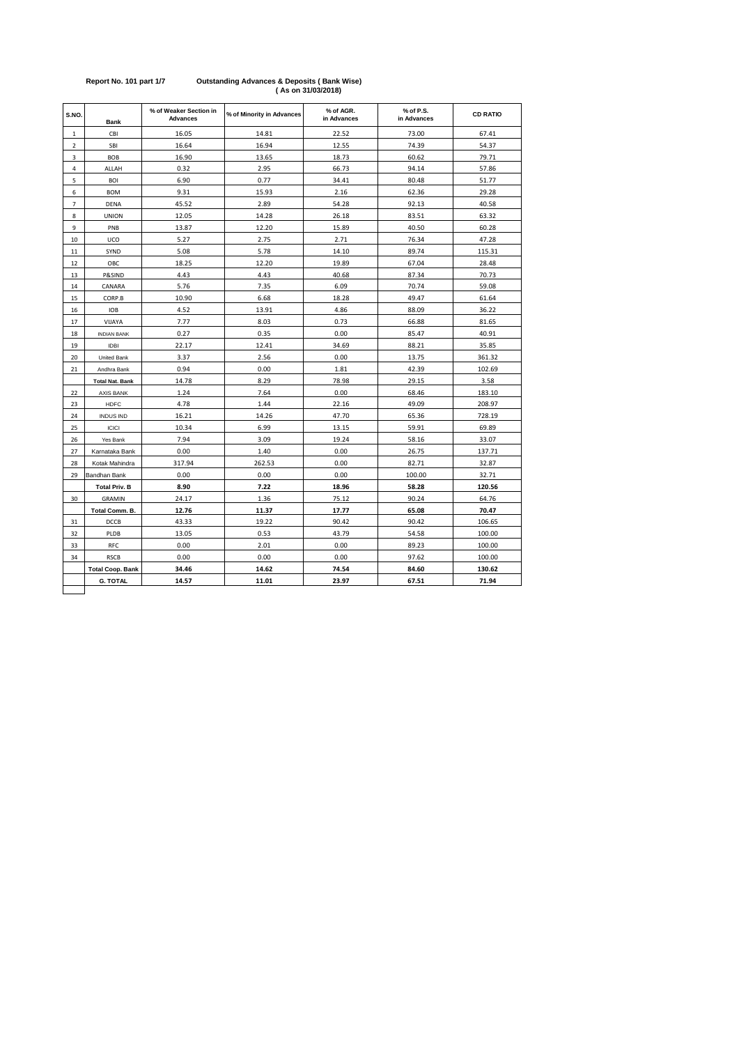**Report No. 101 part 1/7** **Outstanding Advances & Deposits ( Bank Wise)**
**( As on 31/03/2018)**

| S.NO. | Bank | % of Weaker Section in Advances | % of Minority in Advances | % of AGR. in Advances | % of P.S. in Advances | CD RATIO |
|---|---|---|---|---|---|---|
| 1 | CBI | 16.05 | 14.81 | 22.52 | 73.00 | 67.41 |
| 2 | SBI | 16.64 | 16.94 | 12.55 | 74.39 | 54.37 |
| 3 | BOB | 16.90 | 13.65 | 18.73 | 60.62 | 79.71 |
| 4 | ALLAH | 0.32 | 2.95 | 66.73 | 94.14 | 57.86 |
| 5 | BOI | 6.90 | 0.77 | 34.41 | 80.48 | 51.77 |
| 6 | BOM | 9.31 | 15.93 | 2.16 | 62.36 | 29.28 |
| 7 | DENA | 45.52 | 2.89 | 54.28 | 92.13 | 40.58 |
| 8 | UNION | 12.05 | 14.28 | 26.18 | 83.51 | 63.32 |
| 9 | PNB | 13.87 | 12.20 | 15.89 | 40.50 | 60.28 |
| 10 | UCO | 5.27 | 2.75 | 2.71 | 76.34 | 47.28 |
| 11 | SYND | 5.08 | 5.78 | 14.10 | 89.74 | 115.31 |
| 12 | OBC | 18.25 | 12.20 | 19.89 | 67.04 | 28.48 |
| 13 | P&SIND | 4.43 | 4.43 | 40.68 | 87.34 | 70.73 |
| 14 | CANARA | 5.76 | 7.35 | 6.09 | 70.74 | 59.08 |
| 15 | CORP.B | 10.90 | 6.68 | 18.28 | 49.47 | 61.64 |
| 16 | IOB | 4.52 | 13.91 | 4.86 | 88.09 | 36.22 |
| 17 | VIJAYA | 7.77 | 8.03 | 0.73 | 66.88 | 81.65 |
| 18 | INDIAN BANK | 0.27 | 0.35 | 0.00 | 85.47 | 40.91 |
| 19 | IDBI | 22.17 | 12.41 | 34.69 | 88.21 | 35.85 |
| 20 | United Bank | 3.37 | 2.56 | 0.00 | 13.75 | 361.32 |
| 21 | Andhra Bank | 0.94 | 0.00 | 1.81 | 42.39 | 102.69 |
| | **Total Nat. Bank** | 14.78 | 8.29 | 78.98 | 29.15 | 3.58 |
| 22 | AXIS BANK | 1.24 | 7.64 | 0.00 | 68.46 | 183.10 |
| 23 | HDFC | 4.78 | 1.44 | 22.16 | 49.09 | 208.97 |
| 24 | INDUS IND | 16.21 | 14.26 | 47.70 | 65.36 | 728.19 |
| 25 | ICICI | 10.34 | 6.99 | 13.15 | 59.91 | 69.89 |
| 26 | Yes Bank | 7.94 | 3.09 | 19.24 | 58.16 | 33.07 |
| 27 | Karnataka Bank | 0.00 | 1.40 | 0.00 | 26.75 | 137.71 |
| 28 | Kotak Mahindra | 317.94 | 262.53 | 0.00 | 82.71 | 32.87 |
| 29 | Bandhan Bank | 0.00 | 0.00 | 0.00 | 100.00 | 32.71 |
| | **Total Priv. B** | **8.90** | **7.22** | **18.96** | **58.28** | **120.56** |
| 30 | GRAMIN | 24.17 | 1.36 | 75.12 | 90.24 | 64.76 |
| | **Total Comm. B.** | **12.76** | **11.37** | **17.77** | **65.08** | **70.47** |
| 31 | DCCB | 43.33 | 19.22 | 90.42 | 90.42 | 106.65 |
| 32 | PLDB | 13.05 | 0.53 | 43.79 | 54.58 | 100.00 |
| 33 | RFC | 0.00 | 2.01 | 0.00 | 89.23 | 100.00 |
| 34 | RSCB | 0.00 | 0.00 | 0.00 | 97.62 | 100.00 |
| | **Total Coop. Bank** | **34.46** | **14.62** | **74.54** | **84.60** | **130.62** |
| | **G. TOTAL** | **14.57** | **11.01** | **23.97** | **67.51** | **71.94** |